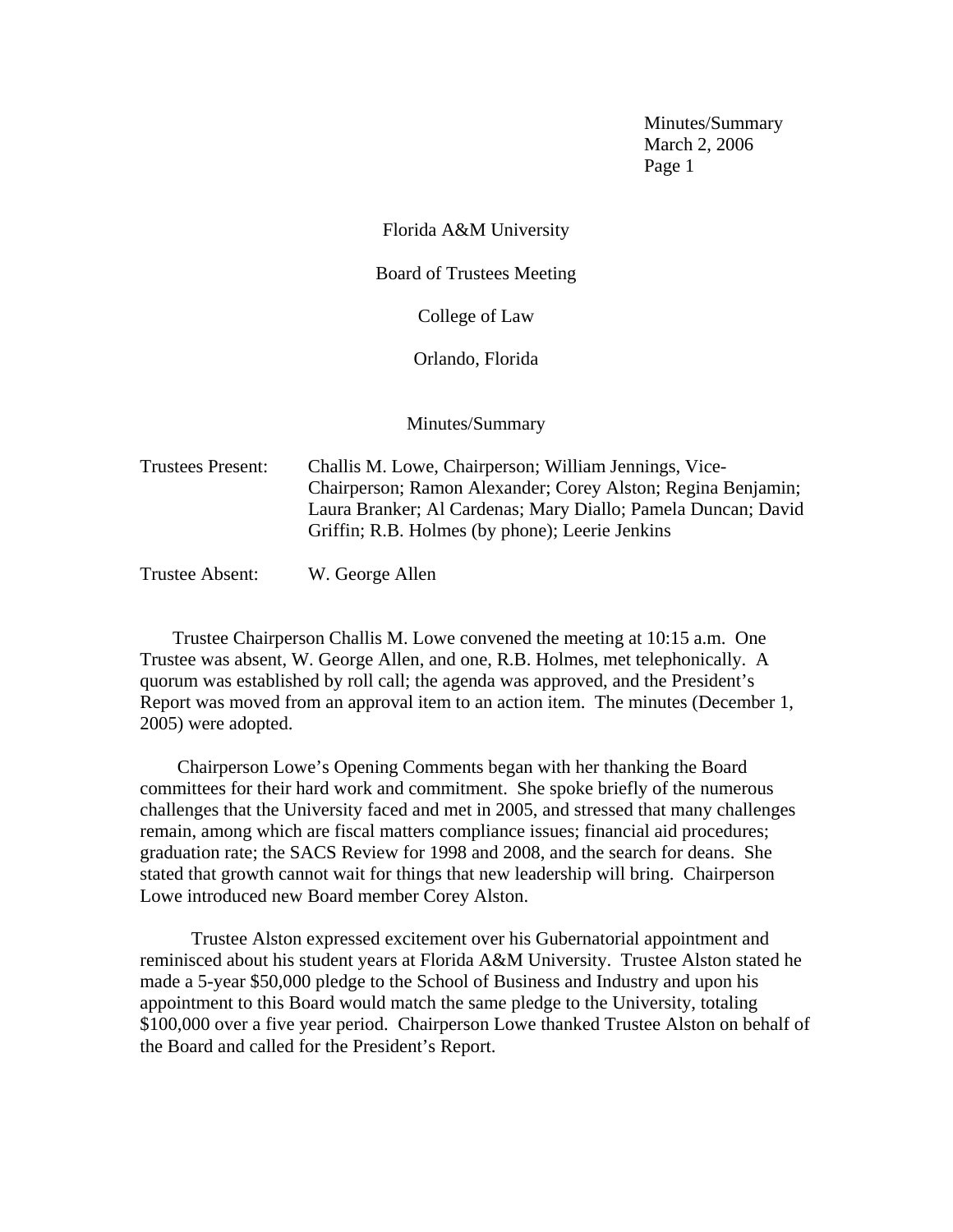# Florida A&M University

## Board of Trustees Meeting

## College of Law

## Orlando, Florida

### Minutes/Summary

Trustees Present: Challis M. Lowe, Chairperson; William Jennings, Vice-Chairperson; Ramon Alexander; Corey Alston; Regina Benjamin; Laura Branker; Al Cardenas; Mary Diallo; Pamela Duncan; David Griffin; R.B. Holmes (by phone); Leerie Jenkins

Trustee Absent: W. George Allen

Trustee Chairperson Challis M. Lowe convened the meeting at 10:15 a.m. One Trustee was absent, W. George Allen, and one, R.B. Holmes, met telephonically. A quorum was established by roll call; the agenda was approved, and the President's Report was moved from an approval item to an action item. The minutes (December 1, 2005) were adopted.

Chairperson Lowe's Opening Comments began with her thanking the Board committees for their hard work and commitment. She spoke briefly of the numerous challenges that the University faced and met in 2005, and stressed that many challenges remain, among which are fiscal matters compliance issues; financial aid procedures; graduation rate; the SACS Review for 1998 and 2008, and the search for deans. She stated that growth cannot wait for things that new leadership will bring. Chairperson Lowe introduced new Board member Corey Alston.

Trustee Alston expressed excitement over his Gubernatorial appointment and reminisced about his student years at Florida A&M University. Trustee Alston stated he made a 5-year $50,000 pledge to the School of Business and Industry and upon his appointment to this Board would match the same pledge to the University, totaling $100,000 over a five year period. Chairperson Lowe thanked Trustee Alston on behalf of the Board and called for the President's Report.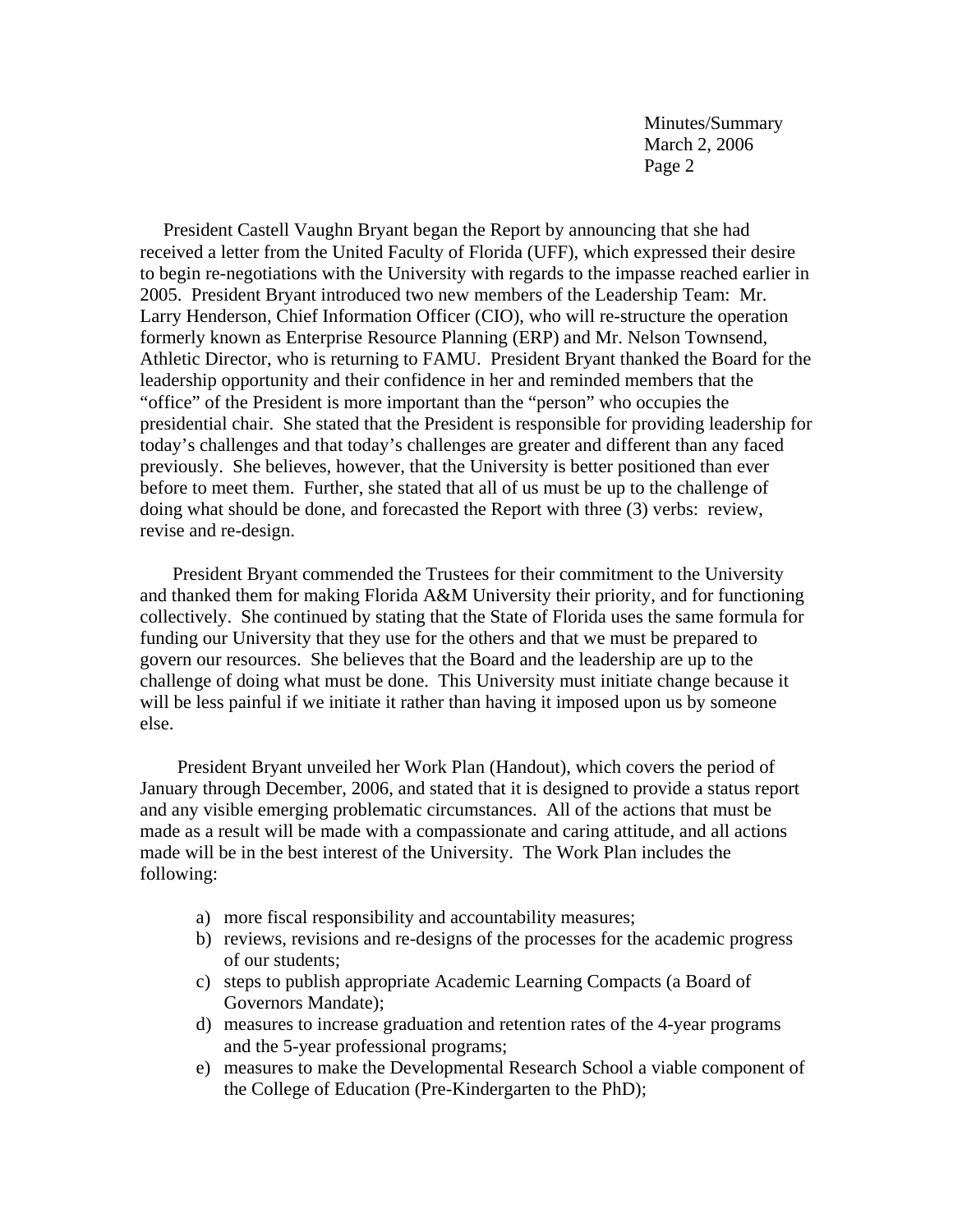President Castell Vaughn Bryant began the Report by announcing that she had received a letter from the United Faculty of Florida (UFF), which expressed their desire to begin re-negotiations with the University with regards to the impasse reached earlier in 2005. President Bryant introduced two new members of the Leadership Team: Mr. Larry Henderson, Chief Information Officer (CIO), who will re-structure the operation formerly known as Enterprise Resource Planning (ERP) and Mr. Nelson Townsend, Athletic Director, who is returning to FAMU. President Bryant thanked the Board for the leadership opportunity and their confidence in her and reminded members that the "office" of the President is more important than the "person" who occupies the presidential chair. She stated that the President is responsible for providing leadership for today's challenges and that today's challenges are greater and different than any faced previously. She believes, however, that the University is better positioned than ever before to meet them. Further, she stated that all of us must be up to the challenge of doing what should be done, and forecasted the Report with three (3) verbs: review, revise and re-design.

President Bryant commended the Trustees for their commitment to the University and thanked them for making Florida A&M University their priority, and for functioning collectively. She continued by stating that the State of Florida uses the same formula for funding our University that they use for the others and that we must be prepared to govern our resources. She believes that the Board and the leadership are up to the challenge of doing what must be done. This University must initiate change because it will be less painful if we initiate it rather than having it imposed upon us by someone else.

President Bryant unveiled her Work Plan (Handout), which covers the period of January through December, 2006, and stated that it is designed to provide a status report and any visible emerging problematic circumstances. All of the actions that must be made as a result will be made with a compassionate and caring attitude, and all actions made will be in the best interest of the University. The Work Plan includes the following:

a) more fiscal responsibility and accountability measures;
b) reviews, revisions and re-designs of the processes for the academic progress of our students;
c) steps to publish appropriate Academic Learning Compacts (a Board of Governors Mandate);
d) measures to increase graduation and retention rates of the 4-year programs and the 5-year professional programs;
e) measures to make the Developmental Research School a viable component of the College of Education (Pre-Kindergarten to the PhD);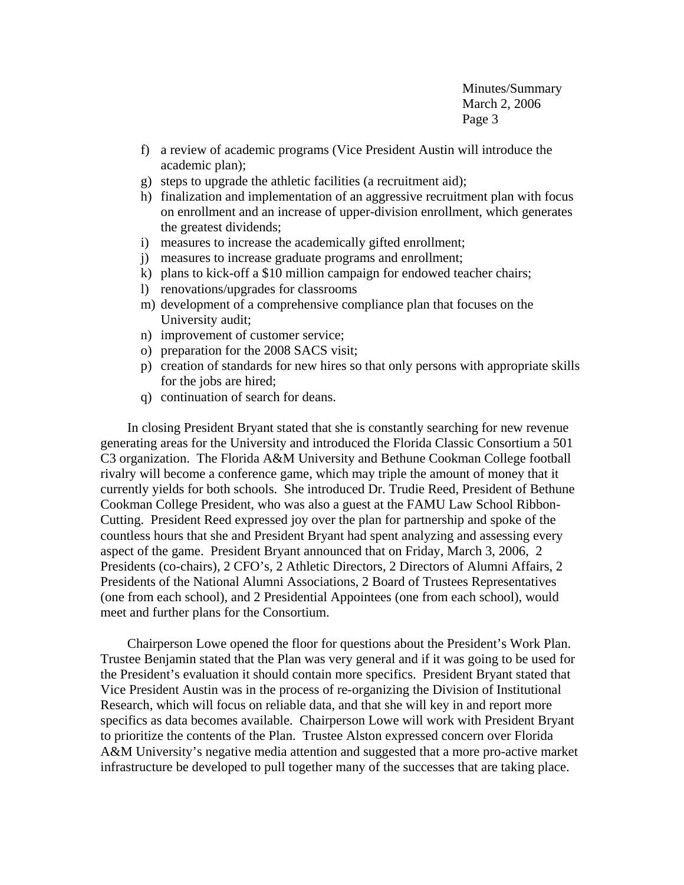f) a review of academic programs (Vice President Austin will introduce the academic plan);
g) steps to upgrade the athletic facilities (a recruitment aid);
h) finalization and implementation of an aggressive recruitment plan with focus on enrollment and an increase of upper-division enrollment, which generates the greatest dividends;
i) measures to increase the academically gifted enrollment;
j) measures to increase graduate programs and enrollment;
k) plans to kick-off a $10 million campaign for endowed teacher chairs;
l) renovations/upgrades for classrooms
m) development of a comprehensive compliance plan that focuses on the University audit;
n) improvement of customer service;
o) preparation for the 2008 SACS visit;
p) creation of standards for new hires so that only persons with appropriate skills for the jobs are hired;
q) continuation of search for deans.

In closing President Bryant stated that she is constantly searching for new revenue generating areas for the University and introduced the Florida Classic Consortium a 501 C3 organization. The Florida A&M University and Bethune Cookman College football rivalry will become a conference game, which may triple the amount of money that it currently yields for both schools. She introduced Dr. Trudie Reed, President of Bethune Cookman College President, who was also a guest at the FAMU Law School Ribbon-Cutting. President Reed expressed joy over the plan for partnership and spoke of the countless hours that she and President Bryant had spent analyzing and assessing every aspect of the game. President Bryant announced that on Friday, March 3, 2006, 2 Presidents (co-chairs), 2 CFO's, 2 Athletic Directors, 2 Directors of Alumni Affairs, 2 Presidents of the National Alumni Associations, 2 Board of Trustees Representatives (one from each school), and 2 Presidential Appointees (one from each school), would meet and further plans for the Consortium.

Chairperson Lowe opened the floor for questions about the President's Work Plan. Trustee Benjamin stated that the Plan was very general and if it was going to be used for the President's evaluation it should contain more specifics. President Bryant stated that Vice President Austin was in the process of re-organizing the Division of Institutional Research, which will focus on reliable data, and that she will key in and report more specifics as data becomes available. Chairperson Lowe will work with President Bryant to prioritize the contents of the Plan. Trustee Alston expressed concern over Florida A&M University's negative media attention and suggested that a more pro-active market infrastructure be developed to pull together many of the successes that are taking place.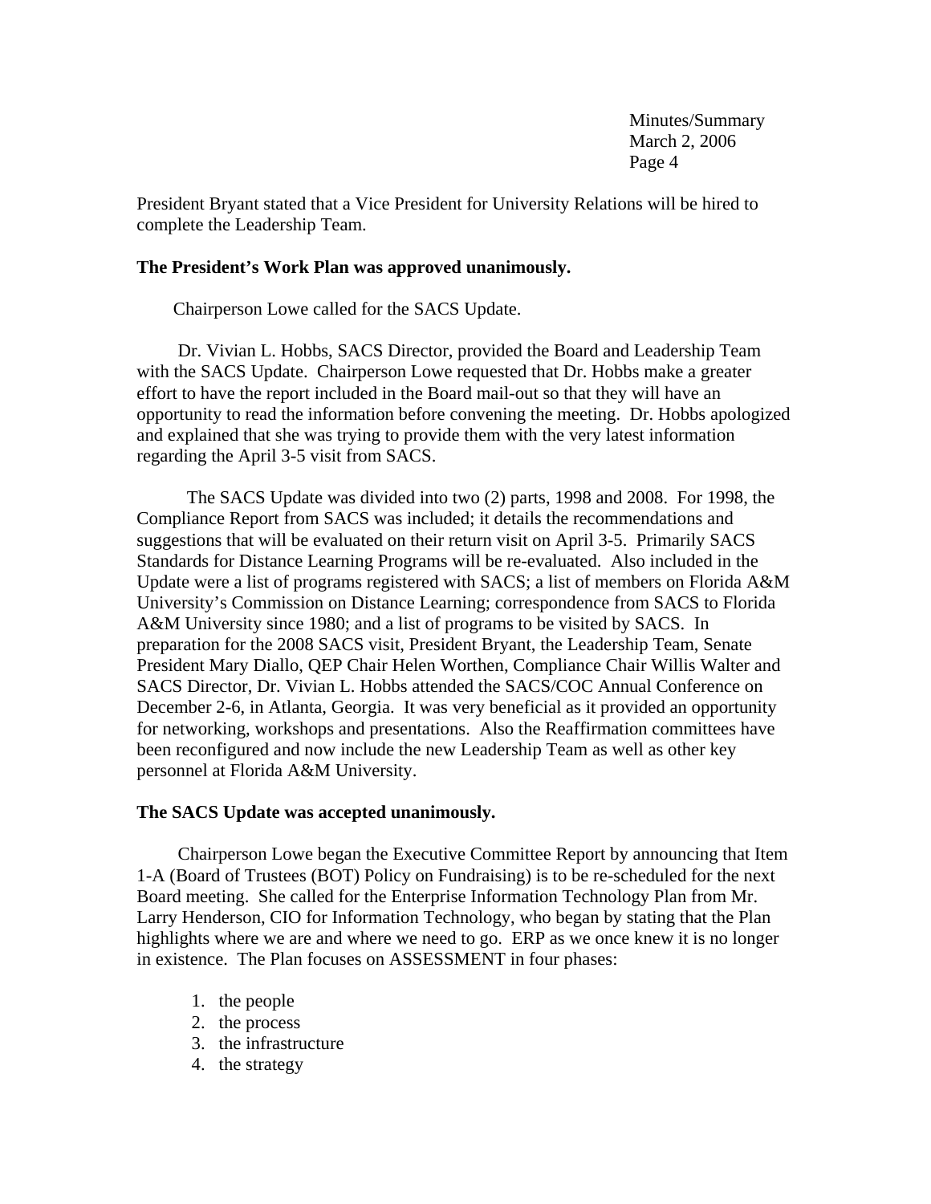President Bryant stated that a Vice President for University Relations will be hired to complete the Leadership Team.

**The President's Work Plan was approved unanimously.**

Chairperson Lowe called for the SACS Update.

Dr. Vivian L. Hobbs, SACS Director, provided the Board and Leadership Team with the SACS Update. Chairperson Lowe requested that Dr. Hobbs make a greater effort to have the report included in the Board mail-out so that they will have an opportunity to read the information before convening the meeting. Dr. Hobbs apologized and explained that she was trying to provide them with the very latest information regarding the April 3-5 visit from SACS.

The SACS Update was divided into two (2) parts, 1998 and 2008. For 1998, the Compliance Report from SACS was included; it details the recommendations and suggestions that will be evaluated on their return visit on April 3-5. Primarily SACS Standards for Distance Learning Programs will be re-evaluated. Also included in the Update were a list of programs registered with SACS; a list of members on Florida A&M University's Commission on Distance Learning; correspondence from SACS to Florida A&M University since 1980; and a list of programs to be visited by SACS. In preparation for the 2008 SACS visit, President Bryant, the Leadership Team, Senate President Mary Diallo, QEP Chair Helen Worthen, Compliance Chair Willis Walter and SACS Director, Dr. Vivian L. Hobbs attended the SACS/COC Annual Conference on December 2-6, in Atlanta, Georgia. It was very beneficial as it provided an opportunity for networking, workshops and presentations. Also the Reaffirmation committees have been reconfigured and now include the new Leadership Team as well as other key personnel at Florida A&M University.

**The SACS Update was accepted unanimously.**

Chairperson Lowe began the Executive Committee Report by announcing that Item 1-A (Board of Trustees (BOT) Policy on Fundraising) is to be re-scheduled for the next Board meeting. She called for the Enterprise Information Technology Plan from Mr. Larry Henderson, CIO for Information Technology, who began by stating that the Plan highlights where we are and where we need to go. ERP as we once knew it is no longer in existence. The Plan focuses on ASSESSMENT in four phases:

1. the people
2. the process
3. the infrastructure
4. the strategy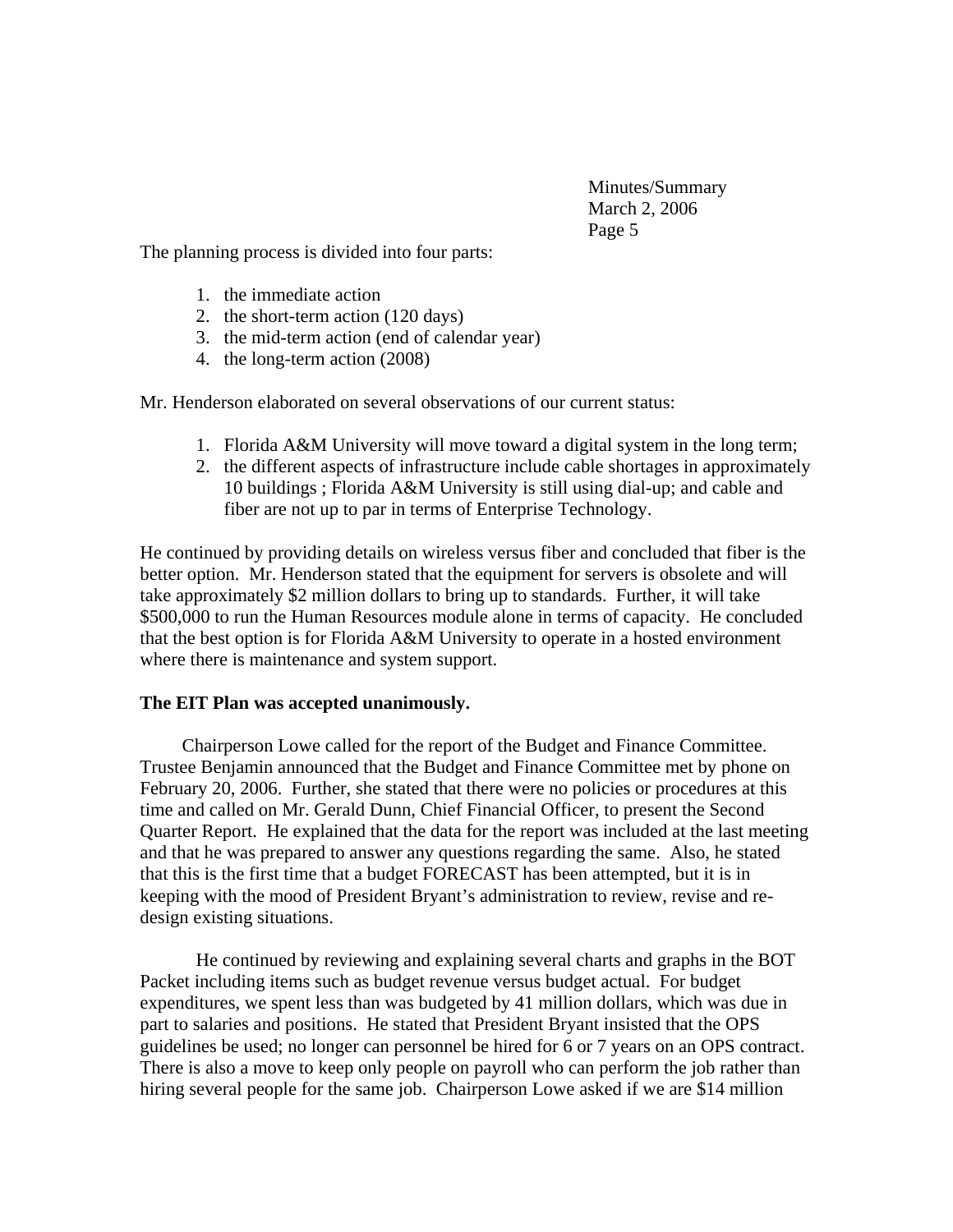The planning process is divided into four parts:

1. the immediate action
2. the short-term action (120 days)
3. the mid-term action (end of calendar year)
4. the long-term action (2008)

Mr. Henderson elaborated on several observations of our current status:

1. Florida A&M University will move toward a digital system in the long term;
2. the different aspects of infrastructure include cable shortages in approximately 10 buildings ; Florida A&M University is still using dial-up; and cable and fiber are not up to par in terms of Enterprise Technology.

He continued by providing details on wireless versus fiber and concluded that fiber is the better option. Mr. Henderson stated that the equipment for servers is obsolete and will take approximately $2 million dollars to bring up to standards. Further, it will take $500,000 to run the Human Resources module alone in terms of capacity. He concluded that the best option is for Florida A&M University to operate in a hosted environment where there is maintenance and system support.

**The EIT Plan was accepted unanimously.**

Chairperson Lowe called for the report of the Budget and Finance Committee. Trustee Benjamin announced that the Budget and Finance Committee met by phone on February 20, 2006. Further, she stated that there were no policies or procedures at this time and called on Mr. Gerald Dunn, Chief Financial Officer, to present the Second Quarter Report. He explained that the data for the report was included at the last meeting and that he was prepared to answer any questions regarding the same. Also, he stated that this is the first time that a budget FORECAST has been attempted, but it is in keeping with the mood of President Bryant's administration to review, revise and re-design existing situations.

He continued by reviewing and explaining several charts and graphs in the BOT Packet including items such as budget revenue versus budget actual. For budget expenditures, we spent less than was budgeted by 41 million dollars, which was due in part to salaries and positions. He stated that President Bryant insisted that the OPS guidelines be used; no longer can personnel be hired for 6 or 7 years on an OPS contract. There is also a move to keep only people on payroll who can perform the job rather than hiring several people for the same job. Chairperson Lowe asked if we are $14 million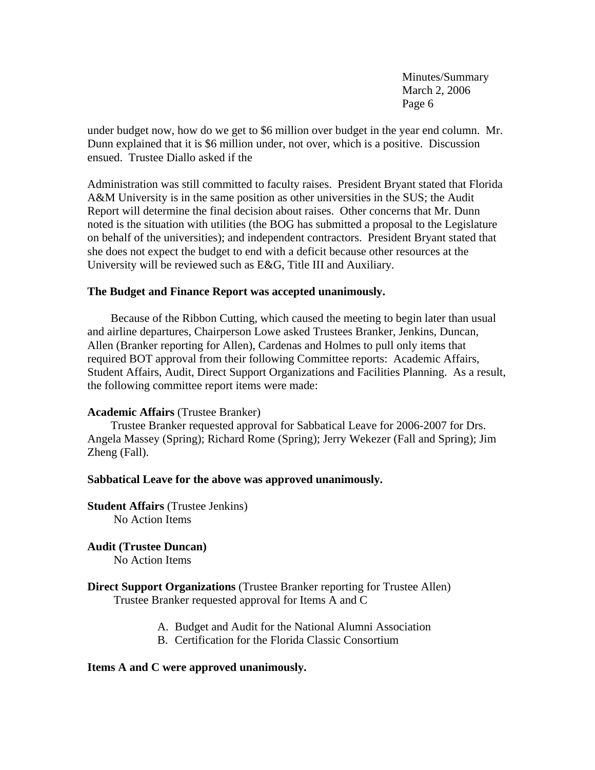under budget now, how do we get to $6 million over budget in the year end column. Mr. Dunn explained that it is $6 million under, not over, which is a positive. Discussion ensued. Trustee Diallo asked if the

Administration was still committed to faculty raises. President Bryant stated that Florida A&M University is in the same position as other universities in the SUS; the Audit Report will determine the final decision about raises. Other concerns that Mr. Dunn noted is the situation with utilities (the BOG has submitted a proposal to the Legislature on behalf of the universities); and independent contractors. President Bryant stated that she does not expect the budget to end with a deficit because other resources at the University will be reviewed such as E&G, Title III and Auxiliary.

**The Budget and Finance Report was accepted unanimously.**

Because of the Ribbon Cutting, which caused the meeting to begin later than usual and airline departures, Chairperson Lowe asked Trustees Branker, Jenkins, Duncan, Allen (Branker reporting for Allen), Cardenas and Holmes to pull only items that required BOT approval from their following Committee reports: Academic Affairs, Student Affairs, Audit, Direct Support Organizations and Facilities Planning. As a result, the following committee report items were made:

**Academic Affairs** (Trustee Branker)

Trustee Branker requested approval for Sabbatical Leave for 2006-2007 for Drs. Angela Massey (Spring); Richard Rome (Spring); Jerry Wekezer (Fall and Spring); Jim Zheng (Fall).

**Sabbatical Leave for the above was approved unanimously.**

**Student Affairs** (Trustee Jenkins)

No Action Items

**Audit (Trustee Duncan)**

No Action Items

**Direct Support Organizations** (Trustee Branker reporting for Trustee Allen)

Trustee Branker requested approval for Items A and C

A. Budget and Audit for the National Alumni Association
B. Certification for the Florida Classic Consortium

**Items A and C were approved unanimously.**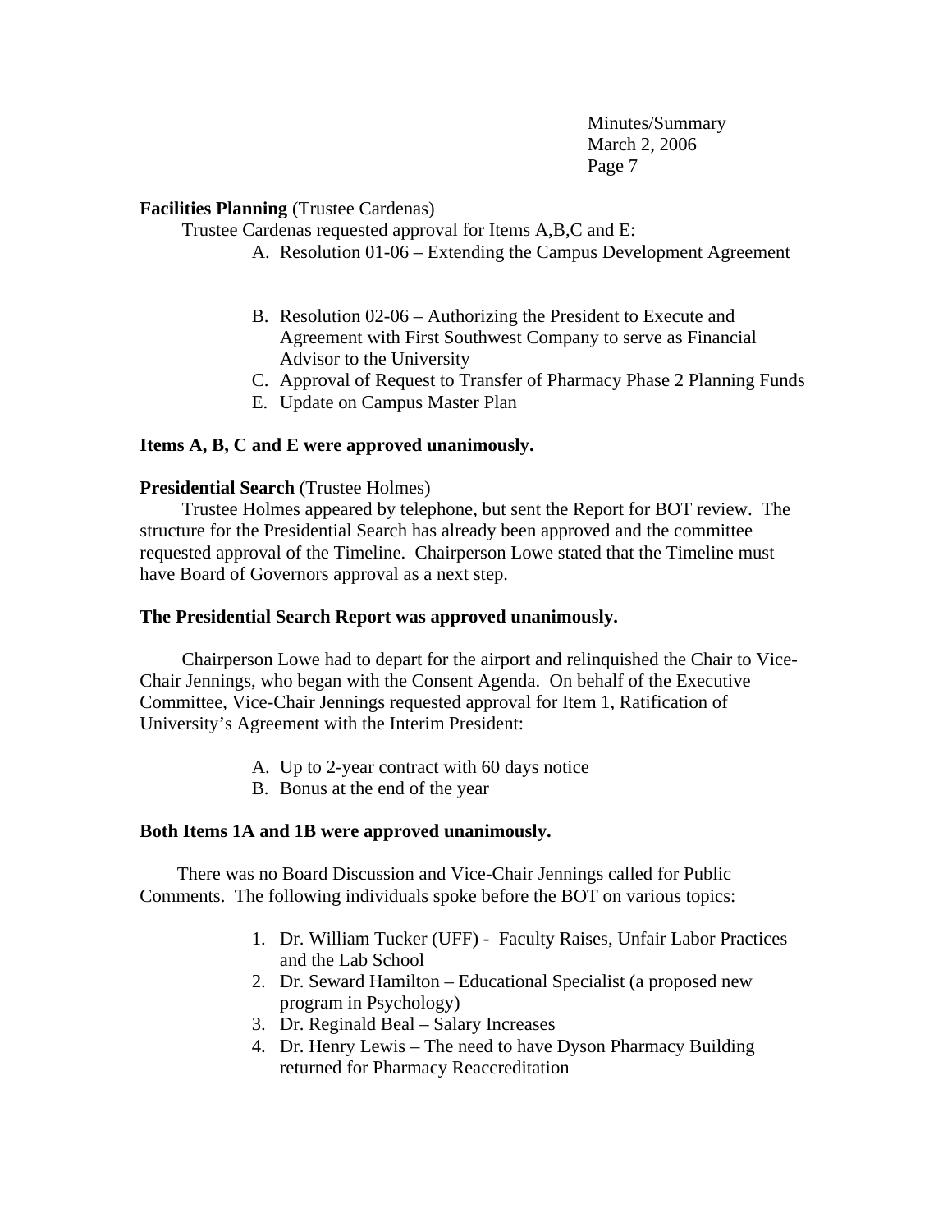**Facilities Planning** (Trustee Cardenas)

Trustee Cardenas requested approval for Items A,B,C and E:

A. Resolution 01-06 – Extending the Campus Development Agreement

B. Resolution 02-06 – Authorizing the President to Execute and Agreement with First Southwest Company to serve as Financial Advisor to the University
C. Approval of Request to Transfer of Pharmacy Phase 2 Planning Funds
E. Update on Campus Master Plan

**Items A, B, C and E were approved unanimously.**

**Presidential Search** (Trustee Holmes)

Trustee Holmes appeared by telephone, but sent the Report for BOT review. The structure for the Presidential Search has already been approved and the committee requested approval of the Timeline. Chairperson Lowe stated that the Timeline must have Board of Governors approval as a next step.

**The Presidential Search Report was approved unanimously.**

Chairperson Lowe had to depart for the airport and relinquished the Chair to Vice-Chair Jennings, who began with the Consent Agenda. On behalf of the Executive Committee, Vice-Chair Jennings requested approval for Item 1, Ratification of University's Agreement with the Interim President:

A. Up to 2-year contract with 60 days notice
B. Bonus at the end of the year

**Both Items 1A and 1B were approved unanimously.**

There was no Board Discussion and Vice-Chair Jennings called for Public Comments. The following individuals spoke before the BOT on various topics:

1. Dr. William Tucker (UFF) - Faculty Raises, Unfair Labor Practices and the Lab School
2. Dr. Seward Hamilton – Educational Specialist (a proposed new program in Psychology)
3. Dr. Reginald Beal – Salary Increases
4. Dr. Henry Lewis – The need to have Dyson Pharmacy Building returned for Pharmacy Reaccreditation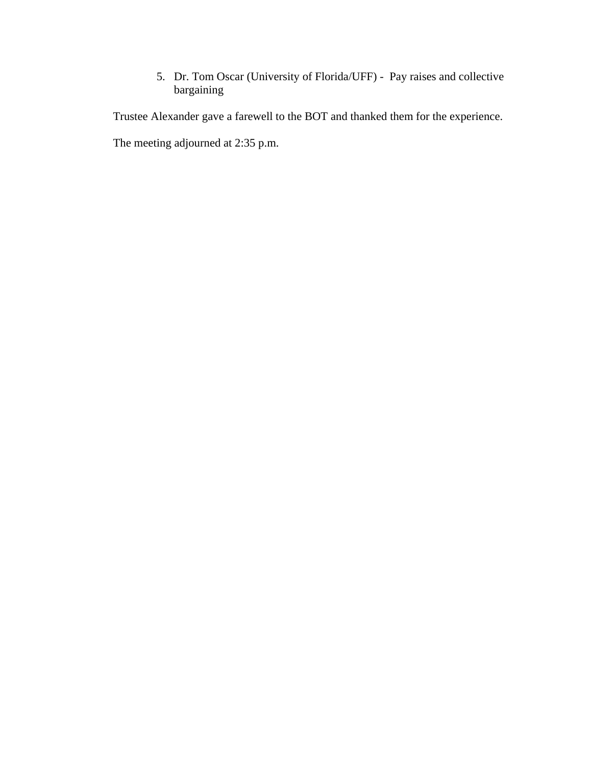5. Dr. Tom Oscar (University of Florida/UFF) - Pay raises and collective bargaining

Trustee Alexander gave a farewell to the BOT and thanked them for the experience.

The meeting adjourned at 2:35 p.m.